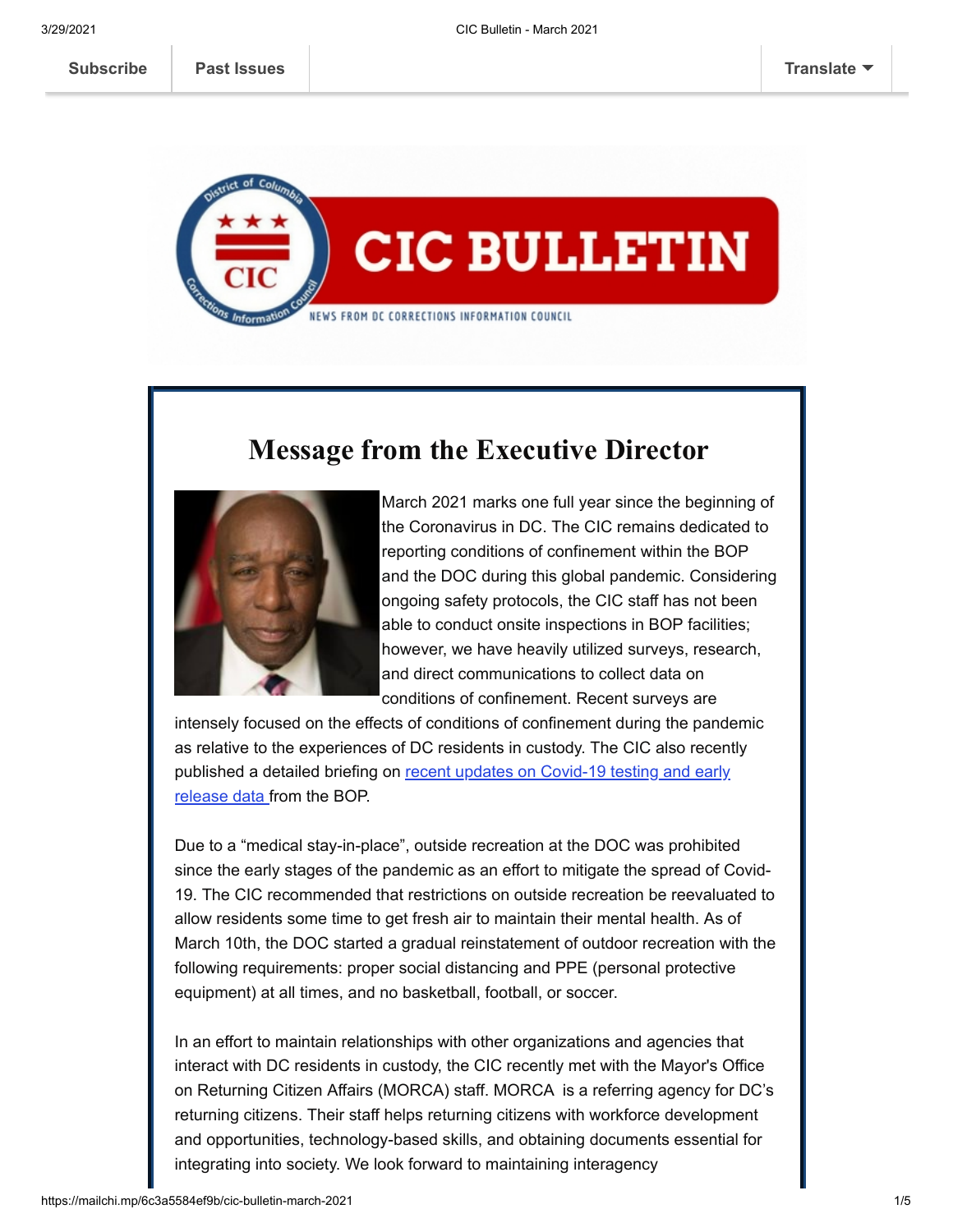Subscribe | Past Issues | Translate

# CIC BULLETIN

NEWS FROM DC CORRECTIONS INFORMATION COUNCIL

## Message from the Executive Director

March 2021 marks one full year since the beginning of the Coronavirus in DC. The CIC remains dedicated to reporting conditions of confinement within the BOP and the DOC during this global pandemic. Considering ongoing safety protocols, the CIC staff has not been able to conduct onsite inspections in BOP facilities; however, we have heavily utilized surveys, research, and direct communications to collect data on conditions of confinement. Recent surveys are intensely focused on the effects of conditions of confinement during the pandemic as relative to the experiences of DC residents in custody. The CIC also recently published a detailed briefing on recent updates on Covid-19 testing and early release data from the BOP.

Due to a "medical stay-in-place", outside recreation at the DOC was prohibited since the early stages of the pandemic as an effort to mitigate the spread of Covid-19. The CIC recommended that restrictions on outside recreation be reevaluated to allow residents some time to get fresh air to maintain their mental health. As of March 10th, the DOC started a gradual reinstatement of outdoor recreation with the following requirements: proper social distancing and PPE (personal protective equipment) at all times, and no basketball, football, or soccer.

In an effort to maintain relationships with other organizations and agencies that interact with DC residents in custody, the CIC recently met with the Mayor's Office on Returning Citizen Affairs (MORCA) staff. MORCA is a referring agency for DC's returning citizens. Their staff helps returning citizens with workforce development and opportunities, technology-based skills, and obtaining documents essential for integrating into society. We look forward to maintaining interagency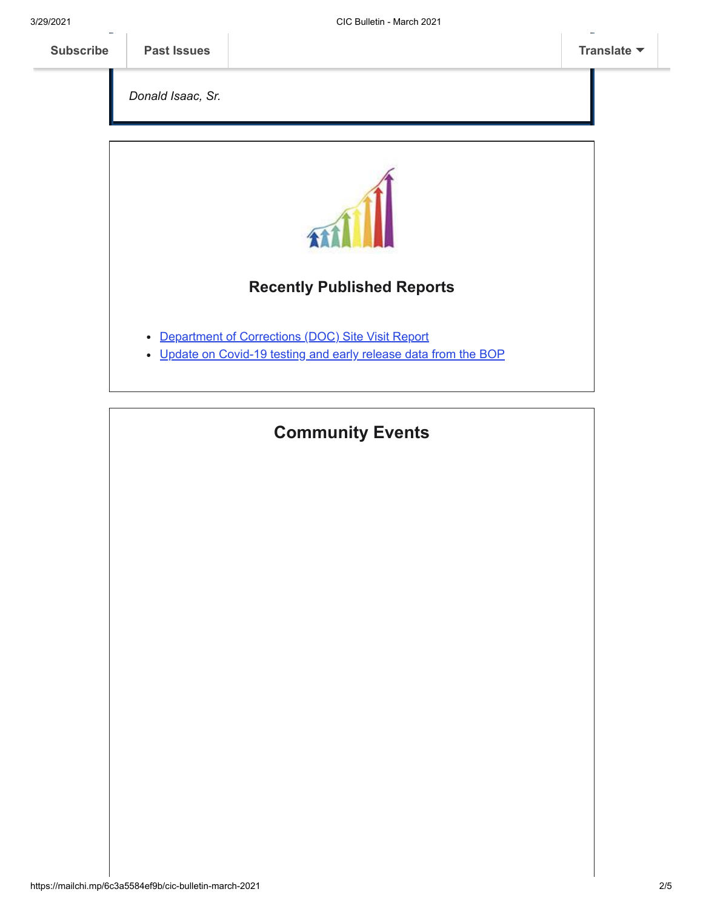*Donald Isaac, Sr.*

## Recently Published Reports

- Department of Corrections (DOC) Site Visit Report
- Update on Covid-19 testing and early release data from the BOP

## Community Events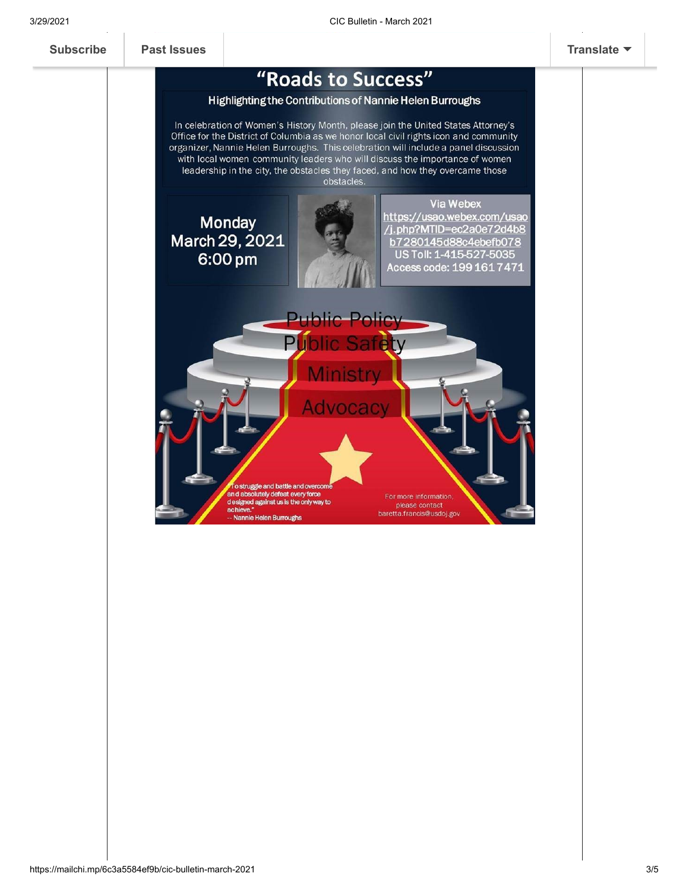Subscribe | Past Issues | Translate

# "Roads to Success"

## Highlighting the Contributions of Nannie Helen Burroughs

In celebration of Women's History Month, please join the United States Attorney's Office for the District of Columbia as we honor local civil rights icon and community organizer, Nannie Helen Burroughs. This celebration will include a panel discussion with local women community leaders who will discuss the importance of women leadership in the city, the obstacles they faced, and how they overcame those obstacles.

**Monday**
**March 29, 2021**
**6:00 pm**

**Via Webex**
https://usao.webex.com/usao/j.php?MTID=ec2a0e72d4b8b7280145d88c4ebefb078
US Toll: 1-415-527-5035
Access code: 199 161 7471

Public Policy
Public Safety
Ministry
Advocacy

"To struggle and battle and overcome and absolutely defeat every force designed against us is the only way to achieve."
-- Nannie Helen Burroughs

For more information, please contact baretta.francis@usdoj.gov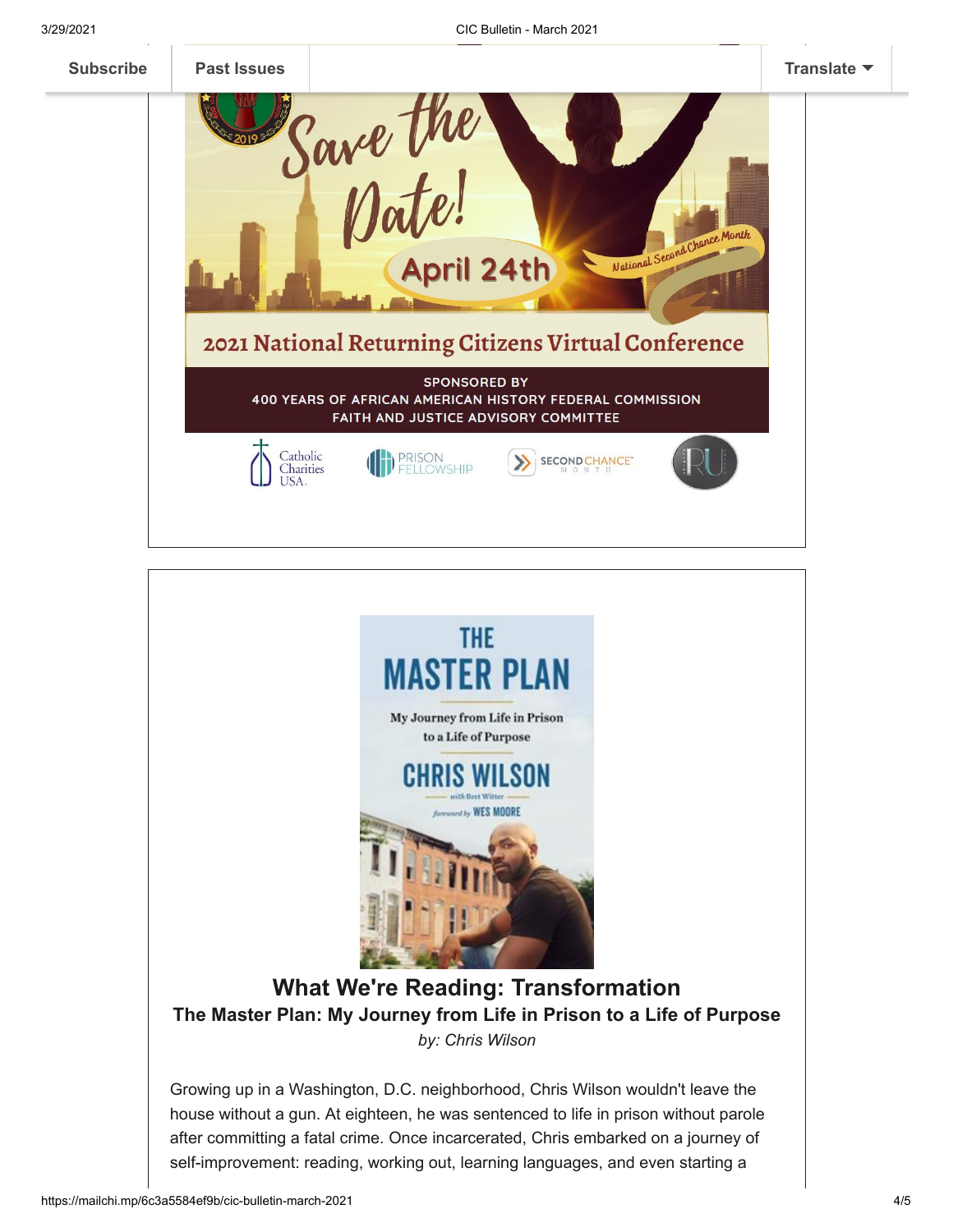Subscribe | Past Issues | Translate

Save the Date!

April 24th

National Second Chance Month

2021 National Returning Citizens Virtual Conference

SPONSORED BY
400 YEARS OF AFRICAN AMERICAN HISTORY FEDERAL COMMISSION
FAITH AND JUSTICE ADVISORY COMMITTEE

Catholic Charities USA | PRISON FELLOWSHIP | SECOND CHANCE MONTH | RU

THE MASTER PLAN
My Journey from Life in Prison to a Life of Purpose
CHRIS WILSON
with Bret Witter
foreword by WES MOORE

## What We're Reading: Transformation

### The Master Plan: My Journey from Life in Prison to a Life of Purpose

*by: Chris Wilson*

Growing up in a Washington, D.C. neighborhood, Chris Wilson wouldn't leave the house without a gun. At eighteen, he was sentenced to life in prison without parole after committing a fatal crime. Once incarcerated, Chris embarked on a journey of self-improvement: reading, working out, learning languages, and even starting a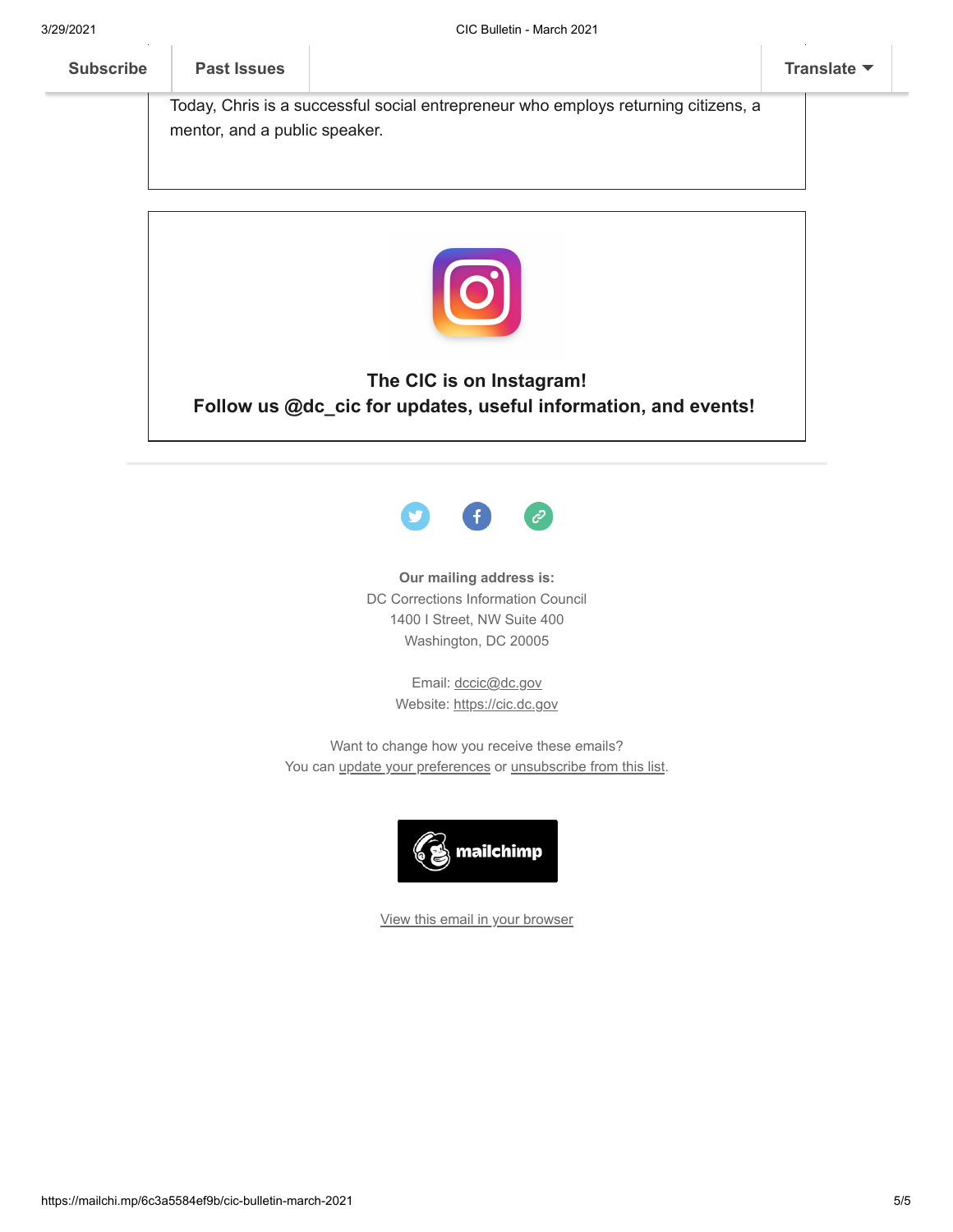Subscribe | Past Issues | Translate

Today, Chris is a successful social entrepreneur who employs returning citizens, a mentor, and a public speaker.

**The CIC is on Instagram!**
**Follow us @dc_cic for updates, useful information, and events!**

**Our mailing address is:**
DC Corrections Information Council
1400 I Street, NW Suite 400
Washington, DC 20005

Email: dccic@dc.gov
Website: https://cic.dc.gov

Want to change how you receive these emails?
You can update your preferences or unsubscribe from this list.

View this email in your browser